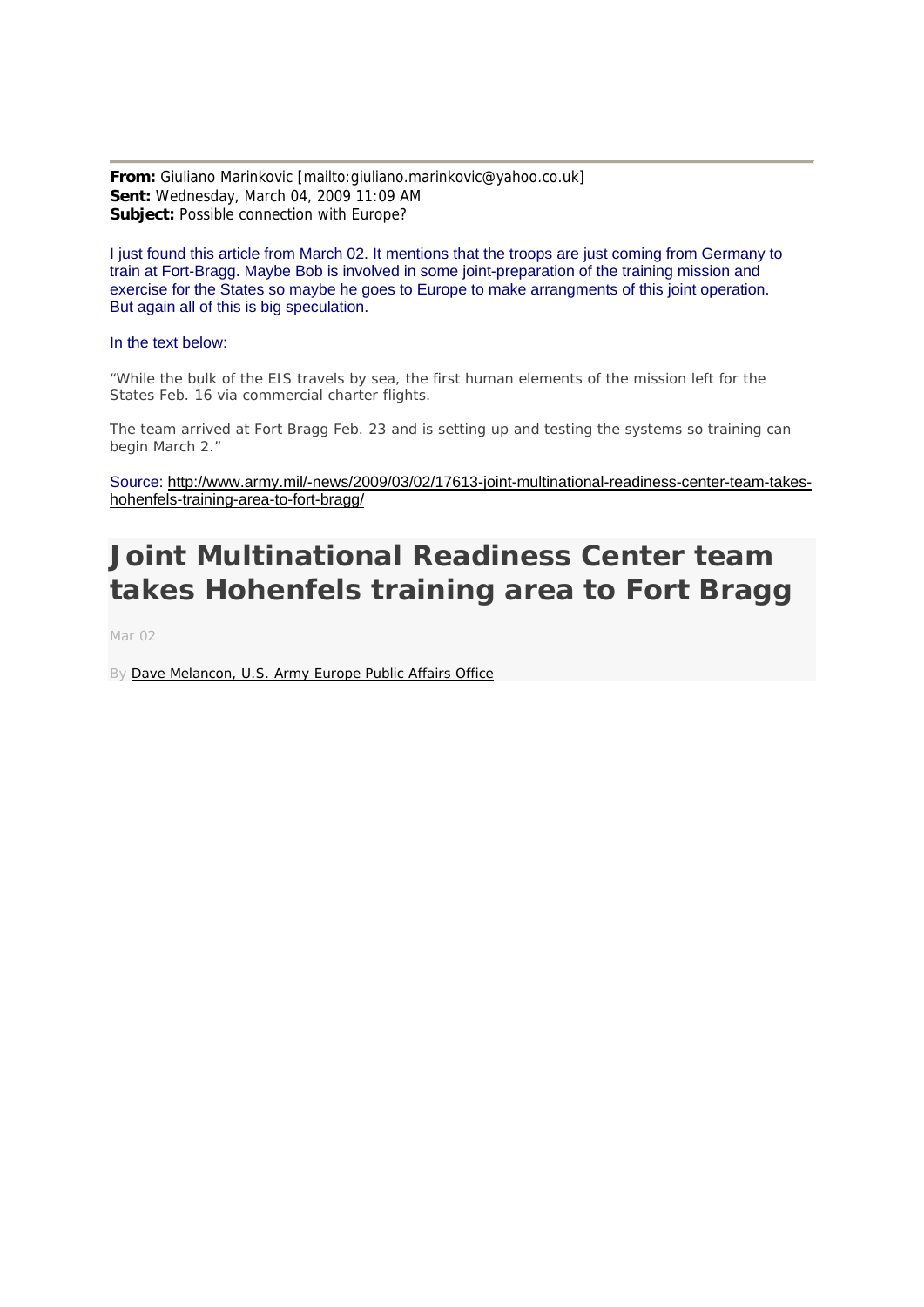**From:** Giuliano Marinkovic [mailto:giuliano.marinkovic@yahoo.co.uk]
**Sent:** Wednesday, March 04, 2009 11:09 AM
**Subject:** Possible connection with Europe?

I just found this article from March 02. It mentions that the troops are just coming from Germany to train at Fort-Bragg. Maybe Bob is involved in some joint-preparation of the training mission and exercise for the States so maybe he goes to Europe to make arrangments of this joint operation. But again all of this is big speculation.

In the text below:

"While the bulk of the EIS travels by sea, the first human elements of the mission left for the States Feb. 16 via commercial charter flights.

The team arrived at Fort Bragg Feb. 23 and is setting up and testing the systems so training can begin March 2."

Source: http://www.army.mil/-news/2009/03/02/17613-joint-multinational-readiness-center-team-takes-hohenfels-training-area-to-fort-bragg/

# Joint Multinational Readiness Center team takes Hohenfels training area to Fort Bragg

Mar 02

By Dave Melancon, U.S. Army Europe Public Affairs Office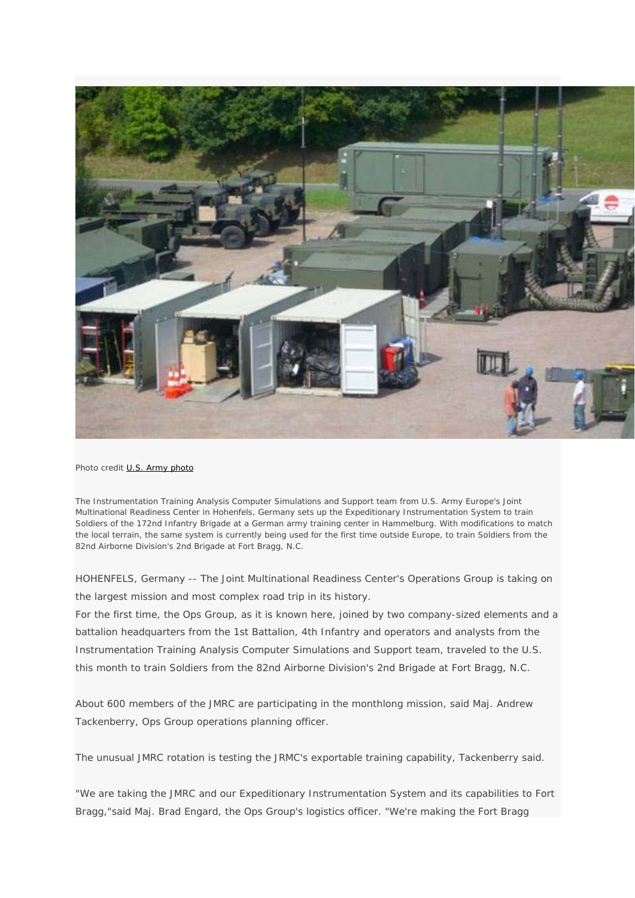Photo credit [U.S. Army photo]

The Instrumentation Training Analysis Computer Simulations and Support team from U.S. Army Europe's Joint Multinational Readiness Center in Hohenfels, Germany sets up the Expeditionary Instrumentation System to train Soldiers of the 172nd Infantry Brigade at a German army training center in Hammelburg. With modifications to match the local terrain, the same system is currently being used for the first time outside Europe, to train Soldiers from the 82nd Airborne Division's 2nd Brigade at Fort Bragg, N.C.

HOHENFELS, Germany -- The Joint Multinational Readiness Center's Operations Group is taking on the largest mission and most complex road trip in its history.

For the first time, the Ops Group, as it is known here, joined by two company-sized elements and a battalion headquarters from the 1st Battalion, 4th Infantry and operators and analysts from the Instrumentation Training Analysis Computer Simulations and Support team, traveled to the U.S. this month to train Soldiers from the 82nd Airborne Division's 2nd Brigade at Fort Bragg, N.C.

About 600 members of the JMRC are participating in the monthlong mission, said Maj. Andrew Tackenberry, Ops Group operations planning officer.

The unusual JMRC rotation is testing the JRMC's exportable training capability, Tackenberry said.

"We are taking the JMRC and our Expeditionary Instrumentation System and its capabilities to Fort Bragg,"said Maj. Brad Engard, the Ops Group's logistics officer. "We're making the Fort Bragg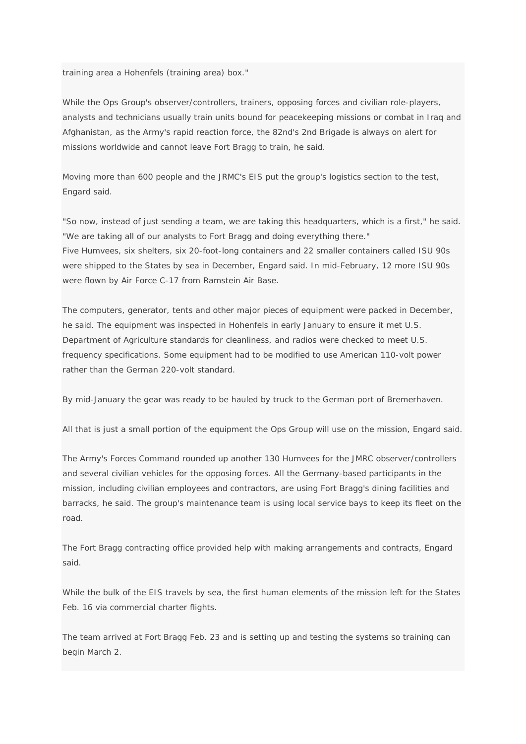training area a Hohenfels (training area) box."

While the Ops Group's observer/controllers, trainers, opposing forces and civilian role-players, analysts and technicians usually train units bound for peacekeeping missions or combat in Iraq and Afghanistan, as the Army's rapid reaction force, the 82nd's 2nd Brigade is always on alert for missions worldwide and cannot leave Fort Bragg to train, he said.

Moving more than 600 people and the JRMC's EIS put the group's logistics section to the test, Engard said.

"So now, instead of just sending a team, we are taking this headquarters, which is a first," he said. "We are taking all of our analysts to Fort Bragg and doing everything there."
Five Humvees, six shelters, six 20-foot-long containers and 22 smaller containers called ISU 90s were shipped to the States by sea in December, Engard said. In mid-February, 12 more ISU 90s were flown by Air Force C-17 from Ramstein Air Base.

The computers, generator, tents and other major pieces of equipment were packed in December, he said. The equipment was inspected in Hohenfels in early January to ensure it met U.S. Department of Agriculture standards for cleanliness, and radios were checked to meet U.S. frequency specifications. Some equipment had to be modified to use American 110-volt power rather than the German 220-volt standard.

By mid-January the gear was ready to be hauled by truck to the German port of Bremerhaven.

All that is just a small portion of the equipment the Ops Group will use on the mission, Engard said.

The Army's Forces Command rounded up another 130 Humvees for the JMRC observer/controllers and several civilian vehicles for the opposing forces. All the Germany-based participants in the mission, including civilian employees and contractors, are using Fort Bragg's dining facilities and barracks, he said. The group's maintenance team is using local service bays to keep its fleet on the road.

The Fort Bragg contracting office provided help with making arrangements and contracts, Engard said.

While the bulk of the EIS travels by sea, the first human elements of the mission left for the States Feb. 16 via commercial charter flights.

The team arrived at Fort Bragg Feb. 23 and is setting up and testing the systems so training can begin March 2.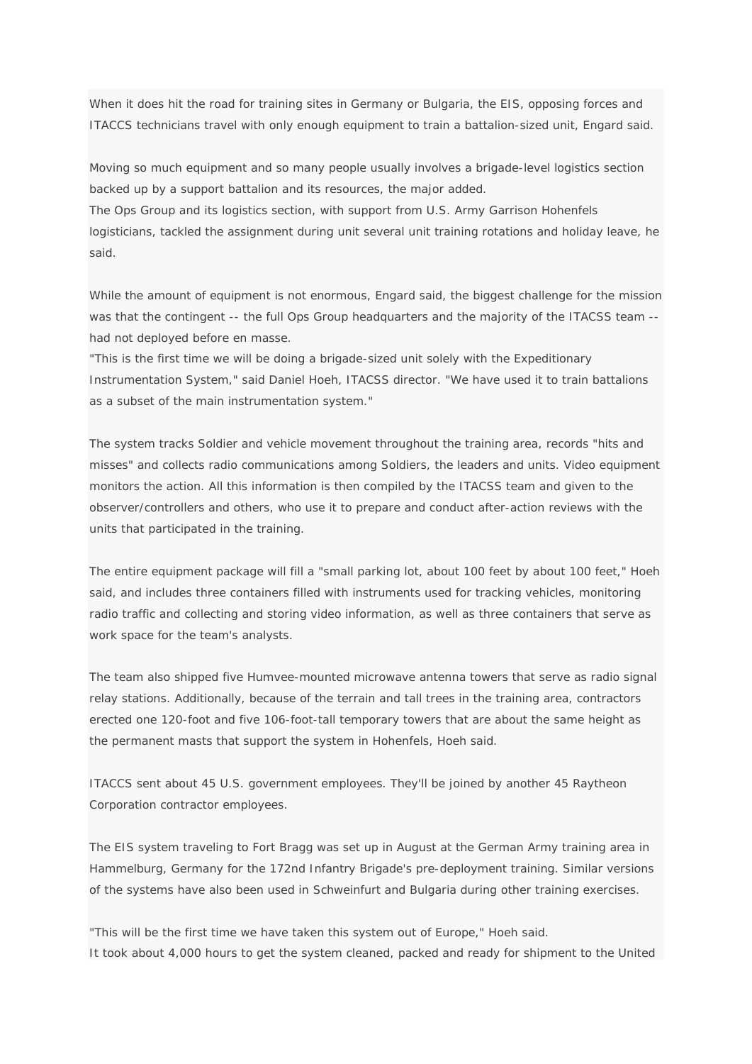When it does hit the road for training sites in Germany or Bulgaria, the EIS, opposing forces and ITACCS technicians travel with only enough equipment to train a battalion-sized unit, Engard said.

Moving so much equipment and so many people usually involves a brigade-level logistics section backed up by a support battalion and its resources, the major added.
The Ops Group and its logistics section, with support from U.S. Army Garrison Hohenfels logisticians, tackled the assignment during unit several unit training rotations and holiday leave, he said.

While the amount of equipment is not enormous, Engard said, the biggest challenge for the mission was that the contingent -- the full Ops Group headquarters and the majority of the ITACSS team -- had not deployed before en masse.
"This is the first time we will be doing a brigade-sized unit solely with the Expeditionary Instrumentation System," said Daniel Hoeh, ITACSS director. "We have used it to train battalions as a subset of the main instrumentation system."

The system tracks Soldier and vehicle movement throughout the training area, records "hits and misses" and collects radio communications among Soldiers, the leaders and units. Video equipment monitors the action. All this information is then compiled by the ITACSS team and given to the observer/controllers and others, who use it to prepare and conduct after-action reviews with the units that participated in the training.

The entire equipment package will fill a "small parking lot, about 100 feet by about 100 feet," Hoeh said, and includes three containers filled with instruments used for tracking vehicles, monitoring radio traffic and collecting and storing video information, as well as three containers that serve as work space for the team's analysts.

The team also shipped five Humvee-mounted microwave antenna towers that serve as radio signal relay stations. Additionally, because of the terrain and tall trees in the training area, contractors erected one 120-foot and five 106-foot-tall temporary towers that are about the same height as the permanent masts that support the system in Hohenfels, Hoeh said.

ITACCS sent about 45 U.S. government employees. They'll be joined by another 45 Raytheon Corporation contractor employees.

The EIS system traveling to Fort Bragg was set up in August at the German Army training area in Hammelburg, Germany for the 172nd Infantry Brigade's pre-deployment training. Similar versions of the systems have also been used in Schweinfurt and Bulgaria during other training exercises.

"This will be the first time we have taken this system out of Europe," Hoeh said.
It took about 4,000 hours to get the system cleaned, packed and ready for shipment to the United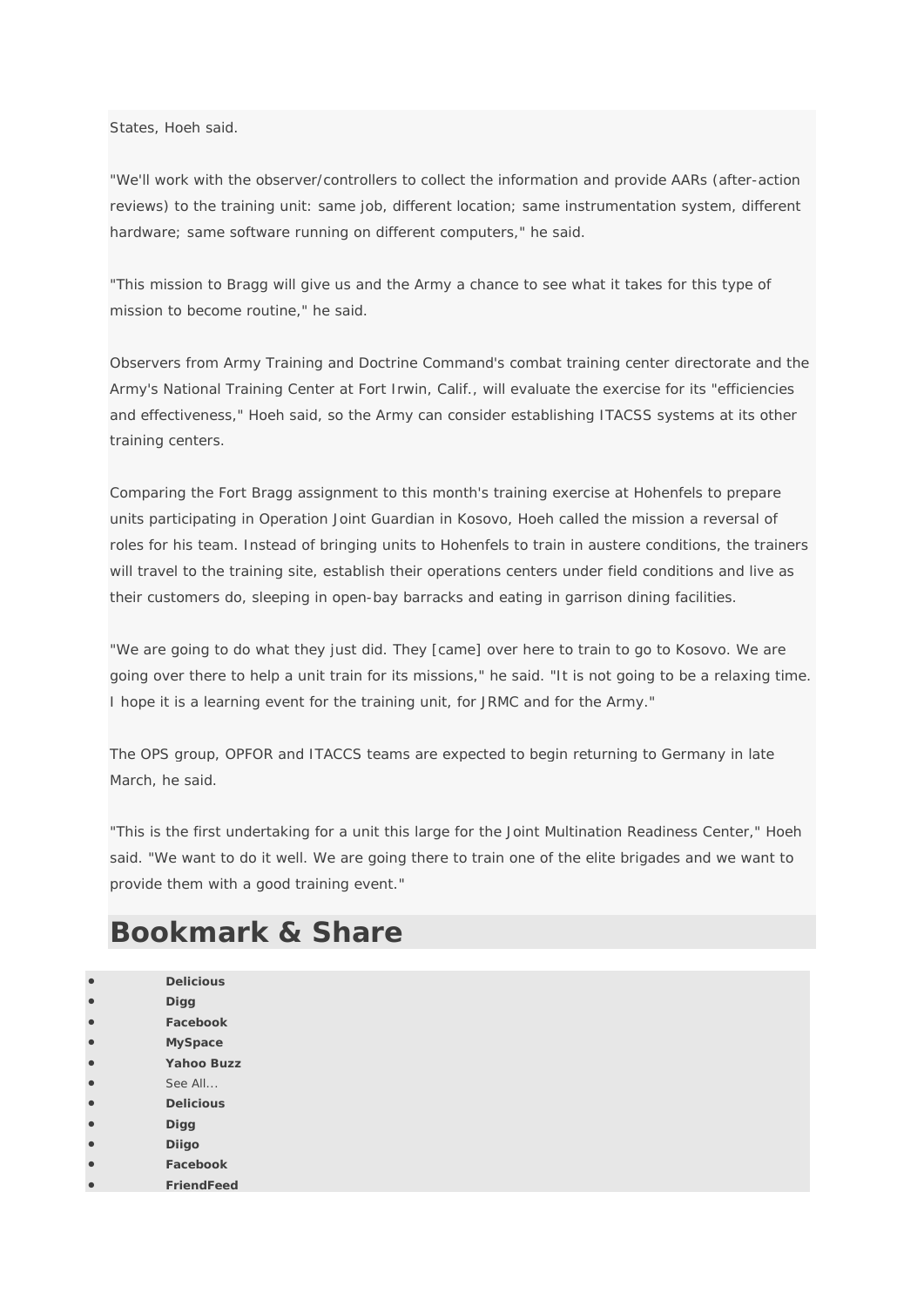States, Hoeh said.

"We'll work with the observer/controllers to collect the information and provide AARs (after-action reviews) to the training unit: same job, different location; same instrumentation system, different hardware; same software running on different computers," he said.

"This mission to Bragg will give us and the Army a chance to see what it takes for this type of mission to become routine," he said.

Observers from Army Training and Doctrine Command's combat training center directorate and the Army's National Training Center at Fort Irwin, Calif., will evaluate the exercise for its "efficiencies and effectiveness," Hoeh said, so the Army can consider establishing ITACSS systems at its other training centers.

Comparing the Fort Bragg assignment to this month's training exercise at Hohenfels to prepare units participating in Operation Joint Guardian in Kosovo, Hoeh called the mission a reversal of roles for his team. Instead of bringing units to Hohenfels to train in austere conditions, the trainers will travel to the training site, establish their operations centers under field conditions and live as their customers do, sleeping in open-bay barracks and eating in garrison dining facilities.

"We are going to do what they just did. They [came] over here to train to go to Kosovo. We are going over there to help a unit train for its missions," he said. "It is not going to be a relaxing time. I hope it is a learning event for the training unit, for JRMC and for the Army."

The OPS group, OPFOR and ITACCS teams are expected to begin returning to Germany in late March, he said.

"This is the first undertaking for a unit this large for the Joint Multination Readiness Center," Hoeh said. "We want to do it well. We are going there to train one of the elite brigades and we want to provide them with a good training event."

# Bookmark & Share

- **Delicious**
- **Digg**
- **Facebook**
- **MySpace**
- **Yahoo Buzz**
- See All...
- **Delicious**
- **Digg**
- **Diigo**
- **Facebook**
- **FriendFeed**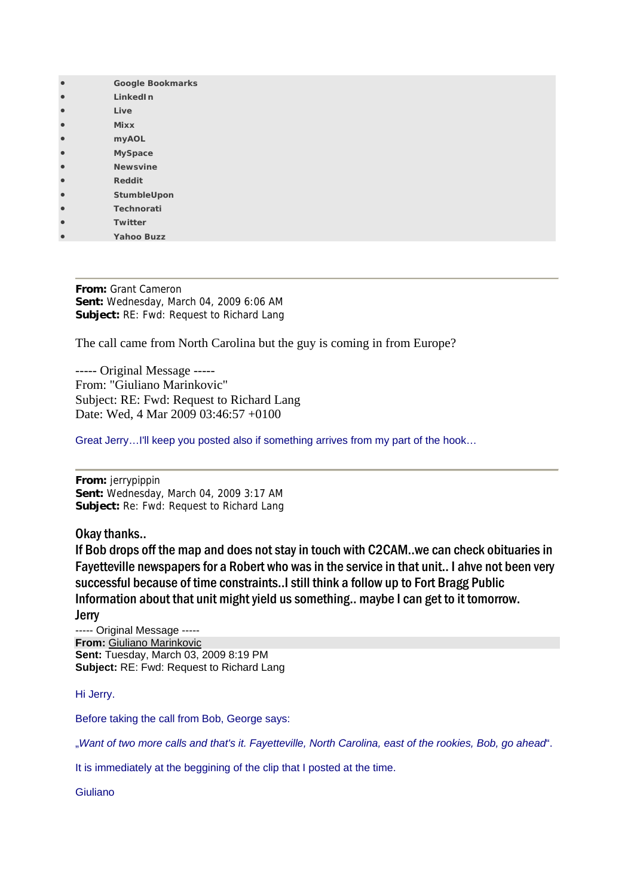- Google Bookmarks
- LinkedIn
- Live
- Mixx
- myAOL
- MySpace
- Newsvine
- Reddit
- StumbleUpon
- Technorati
- Twitter
- Yahoo Buzz

---

**From:** Grant Cameron
**Sent:** Wednesday, March 04, 2009 6:06 AM
**Subject:** RE: Fwd: Request to Richard Lang

The call came from North Carolina but the guy is coming in from Europe?

----- Original Message -----
From: "Giuliano Marinkovic"
Subject: RE: Fwd: Request to Richard Lang
Date: Wed, 4 Mar 2009 03:46:57 +0100

Great Jerry…I'll keep you posted also if something arrives from my part of the hook…

---

**From:** jerrypippin
**Sent:** Wednesday, March 04, 2009 3:17 AM
**Subject:** Re: Fwd: Request to Richard Lang

Okay thanks..
If Bob drops off the map and does not stay in touch with C2CAM..we can check obituaries in Fayetteville newspapers for a Robert who was in the service in that unit.. I ahve not been very successful because of time constraints..I still think a follow up to Fort Bragg Public Information about that unit might yield us something.. maybe I can get to it tomorrow.
Jerry

----- Original Message -----
**From:** Giuliano Marinkovic
**Sent:** Tuesday, March 03, 2009 8:19 PM
**Subject:** RE: Fwd: Request to Richard Lang

Hi Jerry.

Before taking the call from Bob, George says:

„*Want of two more calls and that's it. Fayetteville, North Carolina, east of the rookies, Bob, go ahead*".

It is immediately at the begining of the clip that I posted at the time.

Giuliano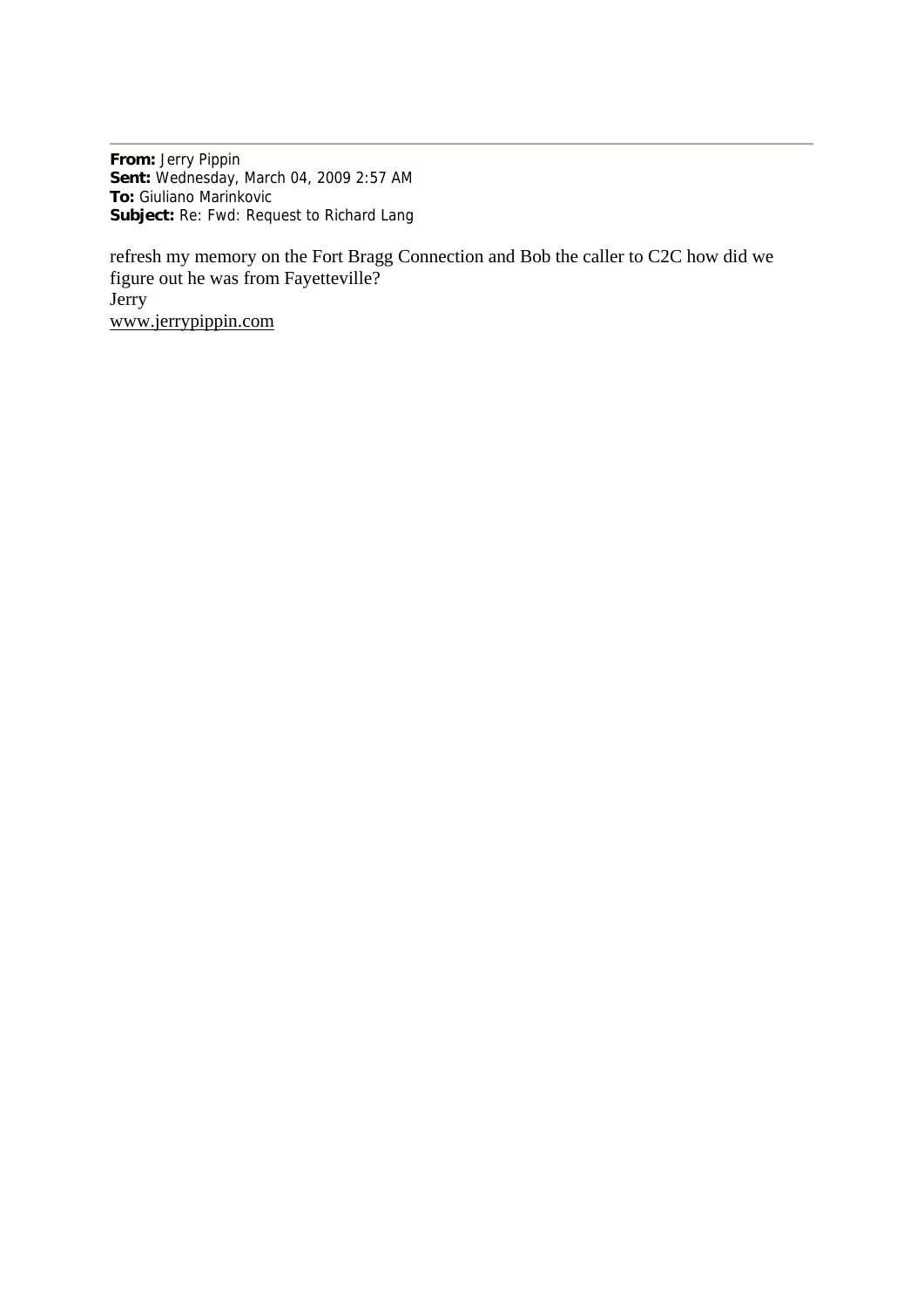---

**From:** Jerry Pippin
**Sent:** Wednesday, March 04, 2009 2:57 AM
**To:** Giuliano Marinkovic
**Subject:** Re: Fwd: Request to Richard Lang

refresh my memory on the Fort Bragg Connection and Bob the caller to C2C how did we figure out he was from Fayetteville?
Jerry
www.jerrypippin.com